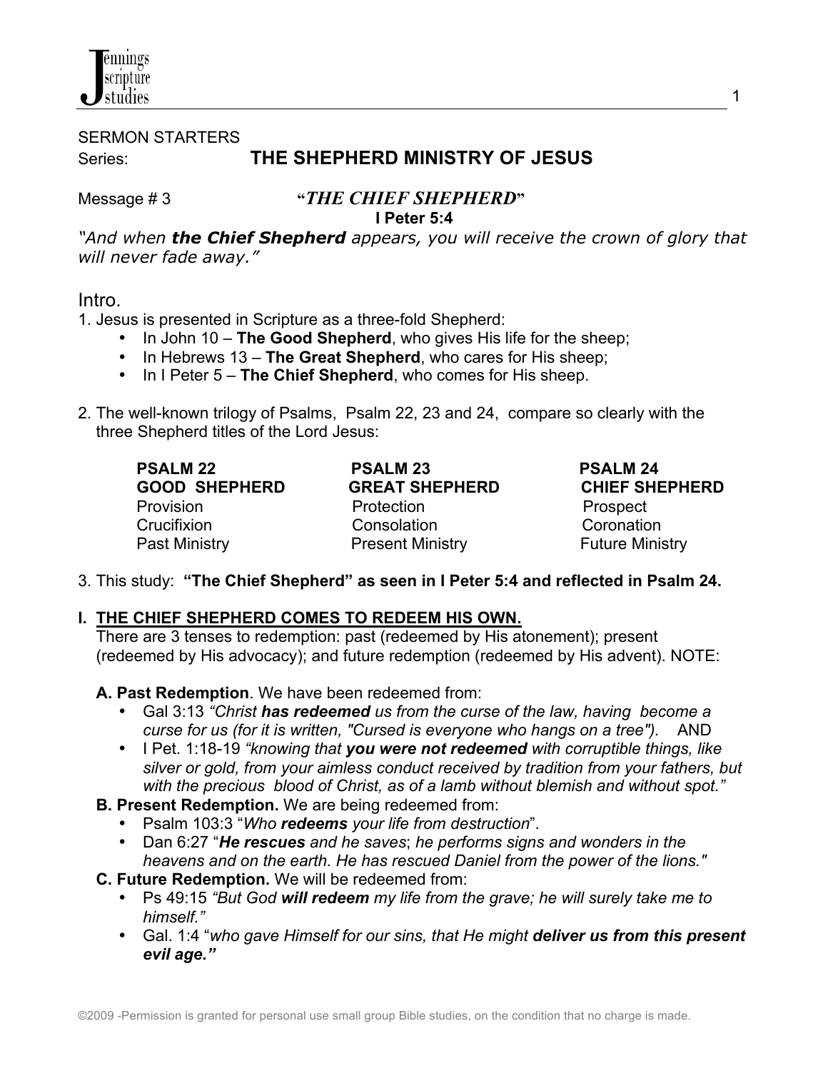SERMON STARTERS

Series: **THE SHEPHERD MINISTRY OF JESUS**

Message # 3 **"*THE CHIEF SHEPHERD*"**

**I Peter 5:4**

*"And when **the Chief Shepherd** appears, you will receive the crown of glory that will never fade away."*

## Intro.

1. Jesus is presented in Scripture as a three-fold Shepherd:
   - In John 10 – **The Good Shepherd**, who gives His life for the sheep;
   - In Hebrews 13 – **The Great Shepherd**, who cares for His sheep;
   - In I Peter 5 – **The Chief Shepherd**, who comes for His sheep.

2. The well-known trilogy of Psalms, Psalm 22, 23 and 24, compare so clearly with the three Shepherd titles of the Lord Jesus:

| **PSALM 22** | **PSALM 23** | **PSALM 24** |
|---|---|---|
| **GOOD SHEPHERD** | **GREAT SHEPHERD** | **CHIEF SHEPHERD** |
| Provision | Protection | Prospect |
| Crucifixion | Consolation | Coronation |
| Past Ministry | Present Ministry | Future Ministry |

3. This study: **"The Chief Shepherd" as seen in I Peter 5:4 and reflected in Psalm 24.**

## I. THE CHIEF SHEPHERD COMES TO REDEEM HIS OWN.

There are 3 tenses to redemption: past (redeemed by His atonement); present (redeemed by His advocacy); and future redemption (redeemed by His advent). NOTE:

**A. Past Redemption**. We have been redeemed from:

- Gal 3:13 *"Christ **has redeemed** us from the curse of the law, having become a curse for us (for it is written, "Cursed is everyone who hangs on a tree")."* AND
- I Pet. 1:18-19 *"knowing that **you were not redeemed** with corruptible things, like silver or gold, from your aimless conduct received by tradition from your fathers, but with the precious blood of Christ, as of a lamb without blemish and without spot."*

**B. Present Redemption.** We are being redeemed from:

- Psalm 103:3 "*Who **redeems** your life from destruction*".
- Dan 6:27 "***He rescues** and he saves*; *he performs signs and wonders in the heavens and on the earth. He has rescued Daniel from the power of the lions."*

**C. Future Redemption.** We will be redeemed from:

- Ps 49:15 *"But God **will redeem** my life from the grave; he will surely take me to himself."*
- Gal. 1:4 "*who gave Himself for our sins, that He might **deliver us from this present evil age."***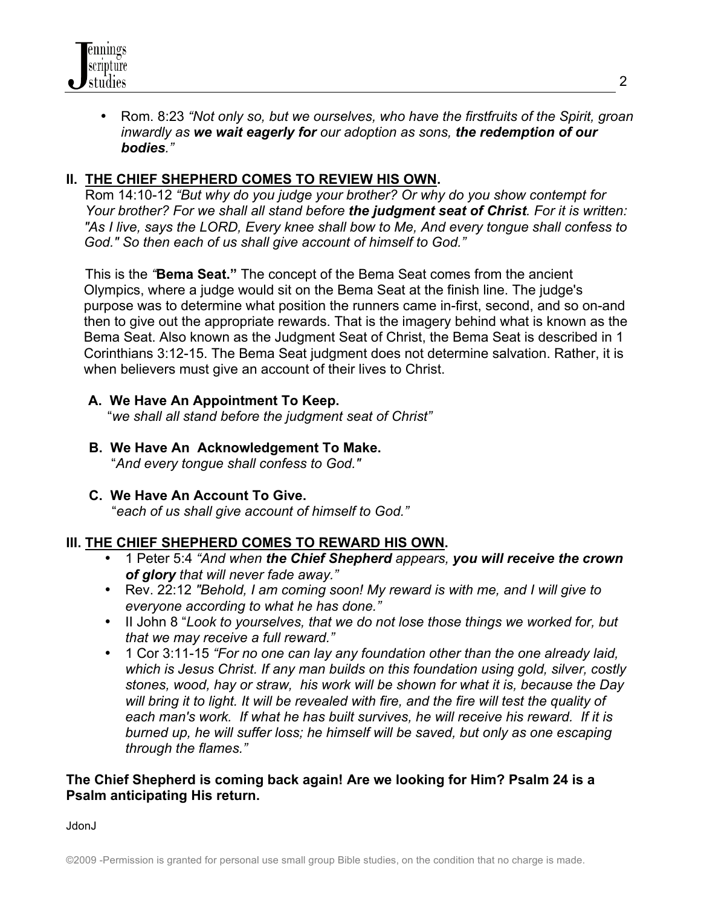- Rom. 8:23 *"Not only so, but we ourselves, who have the firstfruits of the Spirit, groan inwardly as **we wait eagerly for** our adoption as sons, **the redemption of our bodies**."*

## II. THE CHIEF SHEPHERD COMES TO REVIEW HIS OWN.

Rom 14:10-12 *"But why do you judge your brother? Or why do you show contempt for Your brother? For we shall all stand before **the judgment seat of Christ**. For it is written: "As I live, says the LORD, Every knee shall bow to Me, And every tongue shall confess to God." So then each of us shall give account of himself to God."*

This is the *"***Bema Seat."** The concept of the Bema Seat comes from the ancient Olympics, where a judge would sit on the Bema Seat at the finish line. The judge's purpose was to determine what position the runners came in-first, second, and so on-and then to give out the appropriate rewards. That is the imagery behind what is known as the Bema Seat. Also known as the Judgment Seat of Christ, the Bema Seat is described in 1 Corinthians 3:12-15. The Bema Seat judgment does not determine salvation. Rather, it is when believers must give an account of their lives to Christ.

### A. We Have An Appointment To Keep.

"*we shall all stand before the judgment seat of Christ"*

### B. We Have An Acknowledgement To Make.

"*And every tongue shall confess to God."*

### C. We Have An Account To Give.

"*each of us shall give account of himself to God."*

## III. THE CHIEF SHEPHERD COMES TO REWARD HIS OWN.

- 1 Peter 5:4 *"And when **the Chief Shepherd** appears, **you will receive the crown of glory** that will never fade away."*
- Rev. 22:12 *"Behold, I am coming soon! My reward is with me, and I will give to everyone according to what he has done."*
- II John 8 "*Look to yourselves, that we do not lose those things we worked for, but that we may receive a full reward."*
- 1 Cor 3:11-15 *"For no one can lay any foundation other than the one already laid, which is Jesus Christ. If any man builds on this foundation using gold, silver, costly stones, wood, hay or straw, his work will be shown for what it is, because the Day will bring it to light. It will be revealed with fire, and the fire will test the quality of each man's work. If what he has built survives, he will receive his reward. If it is burned up, he will suffer loss; he himself will be saved, but only as one escaping through the flames."*

**The Chief Shepherd is coming back again! Are we looking for Him? Psalm 24 is a Psalm anticipating His return.**

JdonJ

©2009 -Permission is granted for personal use small group Bible studies, on the condition that no charge is made.